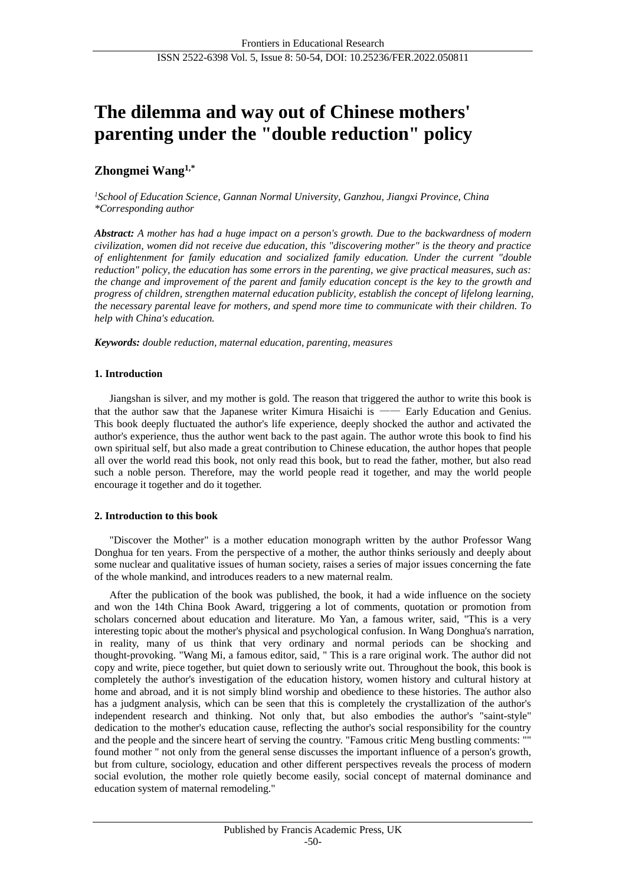# The dilemma and way out of Chinese mothers' parenting under the "double reduction" policy

**Zhongmei Wang[1,*]**

*[1]School of Education Science, Gannan Normal University, Ganzhou, Jiangxi Province, China*
*\*Corresponding author*

***Abstract:*** *A mother has had a huge impact on a person's growth. Due to the backwardness of modern civilization, women did not receive due education, this "discovering mother" is the theory and practice of enlightenment for family education and socialized family education. Under the current "double reduction" policy, the education has some errors in the parenting, we give practical measures, such as: the change and improvement of the parent and family education concept is the key to the growth and progress of children, strengthen maternal education publicity, establish the concept of lifelong learning, the necessary parental leave for mothers, and spend more time to communicate with their children. To help with China's education.*

***Keywords:*** *double reduction, maternal education, parenting, measures*

## 1. Introduction

Jiangshan is silver, and my mother is gold. The reason that triggered the author to write this book is that the author saw that the Japanese writer Kimura Hisaichi is —— Early Education and Genius. This book deeply fluctuated the author's life experience, deeply shocked the author and activated the author's experience, thus the author went back to the past again. The author wrote this book to find his own spiritual self, but also made a great contribution to Chinese education, the author hopes that people all over the world read this book, not only read this book, but to read the father, mother, but also read such a noble person. Therefore, may the world people read it together, and may the world people encourage it together and do it together.

## 2. Introduction to this book

"Discover the Mother" is a mother education monograph written by the author Professor Wang Donghua for ten years. From the perspective of a mother, the author thinks seriously and deeply about some nuclear and qualitative issues of human society, raises a series of major issues concerning the fate of the whole mankind, and introduces readers to a new maternal realm.

After the publication of the book was published, the book, it had a wide influence on the society and won the 14th China Book Award, triggering a lot of comments, quotation or promotion from scholars concerned about education and literature. Mo Yan, a famous writer, said, "This is a very interesting topic about the mother's physical and psychological confusion. In Wang Donghua's narration, in reality, many of us think that very ordinary and normal periods can be shocking and thought-provoking. "Wang Mi, a famous editor, said, " This is a rare original work. The author did not copy and write, piece together, but quiet down to seriously write out. Throughout the book, this book is completely the author's investigation of the education history, women history and cultural history at home and abroad, and it is not simply blind worship and obedience to these histories. The author also has a judgment analysis, which can be seen that this is completely the crystallization of the author's independent research and thinking. Not only that, but also embodies the author's "saint-style" dedication to the mother's education cause, reflecting the author's social responsibility for the country and the people and the sincere heart of serving the country. "Famous critic Meng bustling comments: "" found mother " not only from the general sense discusses the important influence of a person's growth, but from culture, sociology, education and other different perspectives reveals the process of modern social evolution, the mother role quietly become easily, social concept of maternal dominance and education system of maternal remodeling."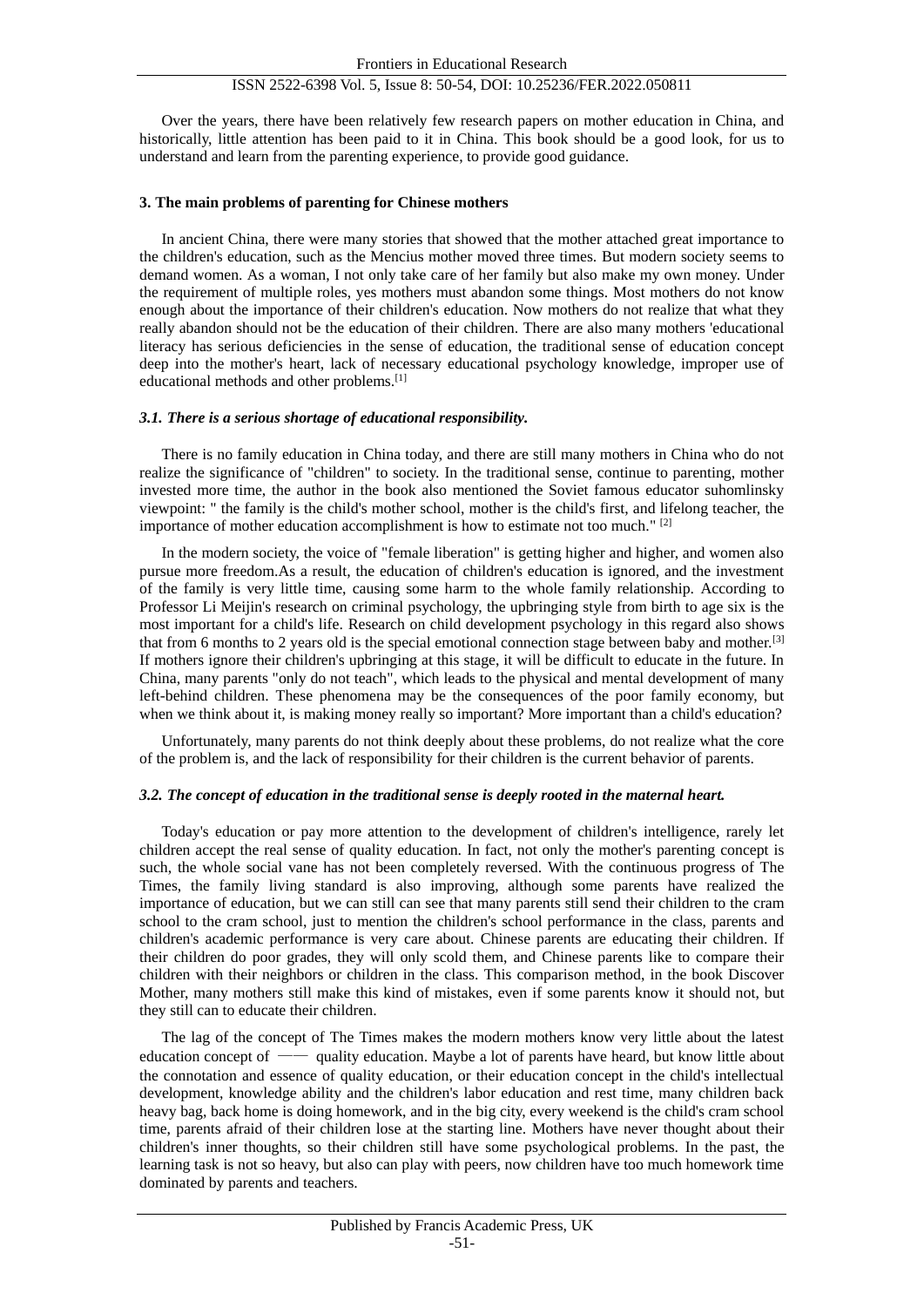Over the years, there have been relatively few research papers on mother education in China, and historically, little attention has been paid to it in China. This book should be a good look, for us to understand and learn from the parenting experience, to provide good guidance.

### 3. The main problems of parenting for Chinese mothers

In ancient China, there were many stories that showed that the mother attached great importance to the children's education, such as the Mencius mother moved three times. But modern society seems to demand women. As a woman, I not only take care of her family but also make my own money. Under the requirement of multiple roles, yes mothers must abandon some things. Most mothers do not know enough about the importance of their children's education. Now mothers do not realize that what they really abandon should not be the education of their children. There are also many mothers 'educational literacy has serious deficiencies in the sense of education, the traditional sense of education concept deep into the mother's heart, lack of necessary educational psychology knowledge, improper use of educational methods and other problems.[1]

#### *3.1. There is a serious shortage of educational responsibility.*

There is no family education in China today, and there are still many mothers in China who do not realize the significance of "children" to society. In the traditional sense, continue to parenting, mother invested more time, the author in the book also mentioned the Soviet famous educator suhomlinsky viewpoint: " the family is the child's mother school, mother is the child's first, and lifelong teacher, the importance of mother education accomplishment is how to estimate not too much." [2]

In the modern society, the voice of "female liberation" is getting higher and higher, and women also pursue more freedom.As a result, the education of children's education is ignored, and the investment of the family is very little time, causing some harm to the whole family relationship. According to Professor Li Meijin's research on criminal psychology, the upbringing style from birth to age six is the most important for a child's life. Research on child development psychology in this regard also shows that from 6 months to 2 years old is the special emotional connection stage between baby and mother.[3] If mothers ignore their children's upbringing at this stage, it will be difficult to educate in the future. In China, many parents "only do not teach", which leads to the physical and mental development of many left-behind children. These phenomena may be the consequences of the poor family economy, but when we think about it, is making money really so important? More important than a child's education?

Unfortunately, many parents do not think deeply about these problems, do not realize what the core of the problem is, and the lack of responsibility for their children is the current behavior of parents.

#### *3.2. The concept of education in the traditional sense is deeply rooted in the maternal heart.*

Today's education or pay more attention to the development of children's intelligence, rarely let children accept the real sense of quality education. In fact, not only the mother's parenting concept is such, the whole social vane has not been completely reversed. With the continuous progress of The Times, the family living standard is also improving, although some parents have realized the importance of education, but we can still can see that many parents still send their children to the cram school to the cram school, just to mention the children's school performance in the class, parents and children's academic performance is very care about. Chinese parents are educating their children. If their children do poor grades, they will only scold them, and Chinese parents like to compare their children with their neighbors or children in the class. This comparison method, in the book Discover Mother, many mothers still make this kind of mistakes, even if some parents know it should not, but they still can to educate their children.

The lag of the concept of The Times makes the modern mothers know very little about the latest education concept of —— quality education. Maybe a lot of parents have heard, but know little about the connotation and essence of quality education, or their education concept in the child's intellectual development, knowledge ability and the children's labor education and rest time, many children back heavy bag, back home is doing homework, and in the big city, every weekend is the child's cram school time, parents afraid of their children lose at the starting line. Mothers have never thought about their children's inner thoughts, so their children still have some psychological problems. In the past, the learning task is not so heavy, but also can play with peers, now children have too much homework time dominated by parents and teachers.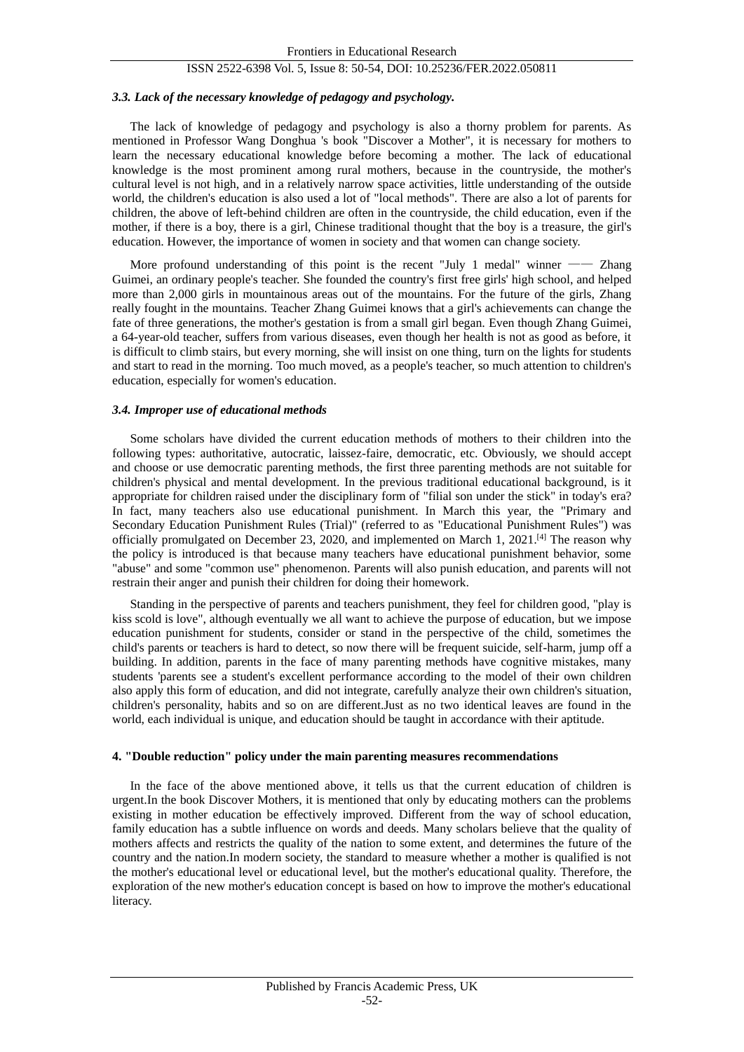### *3.3. Lack of the necessary knowledge of pedagogy and psychology.*

The lack of knowledge of pedagogy and psychology is also a thorny problem for parents. As mentioned in Professor Wang Donghua 's book "Discover a Mother", it is necessary for mothers to learn the necessary educational knowledge before becoming a mother. The lack of educational knowledge is the most prominent among rural mothers, because in the countryside, the mother's cultural level is not high, and in a relatively narrow space activities, little understanding of the outside world, the children's education is also used a lot of "local methods". There are also a lot of parents for children, the above of left-behind children are often in the countryside, the child education, even if the mother, if there is a boy, there is a girl, Chinese traditional thought that the boy is a treasure, the girl's education. However, the importance of women in society and that women can change society.

More profound understanding of this point is the recent "July 1 medal" winner —— Zhang Guimei, an ordinary people's teacher. She founded the country's first free girls' high school, and helped more than 2,000 girls in mountainous areas out of the mountains. For the future of the girls, Zhang really fought in the mountains. Teacher Zhang Guimei knows that a girl's achievements can change the fate of three generations, the mother's gestation is from a small girl began. Even though Zhang Guimei, a 64-year-old teacher, suffers from various diseases, even though her health is not as good as before, it is difficult to climb stairs, but every morning, she will insist on one thing, turn on the lights for students and start to read in the morning. Too much moved, as a people's teacher, so much attention to children's education, especially for women's education.

### *3.4. Improper use of educational methods*

Some scholars have divided the current education methods of mothers to their children into the following types: authoritative, autocratic, laissez-faire, democratic, etc. Obviously, we should accept and choose or use democratic parenting methods, the first three parenting methods are not suitable for children's physical and mental development. In the previous traditional educational background, is it appropriate for children raised under the disciplinary form of "filial son under the stick" in today's era? In fact, many teachers also use educational punishment. In March this year, the "Primary and Secondary Education Punishment Rules (Trial)" (referred to as "Educational Punishment Rules") was officially promulgated on December 23, 2020, and implemented on March 1, 2021.[4] The reason why the policy is introduced is that because many teachers have educational punishment behavior, some "abuse" and some "common use" phenomenon. Parents will also punish education, and parents will not restrain their anger and punish their children for doing their homework.

Standing in the perspective of parents and teachers punishment, they feel for children good, "play is kiss scold is love", although eventually we all want to achieve the purpose of education, but we impose education punishment for students, consider or stand in the perspective of the child, sometimes the child's parents or teachers is hard to detect, so now there will be frequent suicide, self-harm, jump off a building. In addition, parents in the face of many parenting methods have cognitive mistakes, many students 'parents see a student's excellent performance according to the model of their own children also apply this form of education, and did not integrate, carefully analyze their own children's situation, children's personality, habits and so on are different.Just as no two identical leaves are found in the world, each individual is unique, and education should be taught in accordance with their aptitude.

## 4. "Double reduction" policy under the main parenting measures recommendations

In the face of the above mentioned above, it tells us that the current education of children is urgent.In the book Discover Mothers, it is mentioned that only by educating mothers can the problems existing in mother education be effectively improved. Different from the way of school education, family education has a subtle influence on words and deeds. Many scholars believe that the quality of mothers affects and restricts the quality of the nation to some extent, and determines the future of the country and the nation.In modern society, the standard to measure whether a mother is qualified is not the mother's educational level or educational level, but the mother's educational quality. Therefore, the exploration of the new mother's education concept is based on how to improve the mother's educational literacy.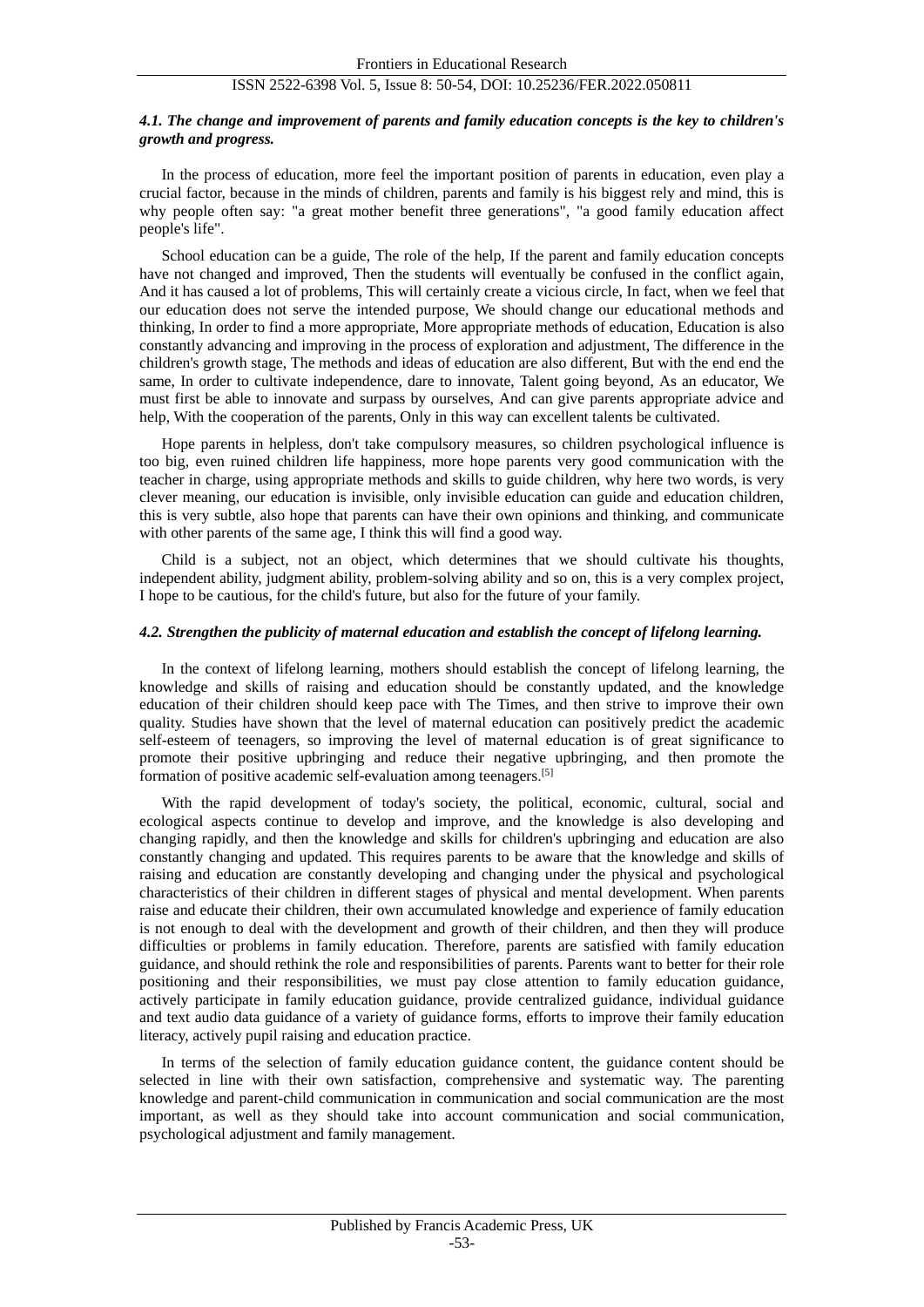### *4.1. The change and improvement of parents and family education concepts is the key to children's growth and progress.*

In the process of education, more feel the important position of parents in education, even play a crucial factor, because in the minds of children, parents and family is his biggest rely and mind, this is why people often say: "a great mother benefit three generations", "a good family education affect people's life".

School education can be a guide, The role of the help, If the parent and family education concepts have not changed and improved, Then the students will eventually be confused in the conflict again, And it has caused a lot of problems, This will certainly create a vicious circle, In fact, when we feel that our education does not serve the intended purpose, We should change our educational methods and thinking, In order to find a more appropriate, More appropriate methods of education, Education is also constantly advancing and improving in the process of exploration and adjustment, The difference in the children's growth stage, The methods and ideas of education are also different, But with the end end the same, In order to cultivate independence, dare to innovate, Talent going beyond, As an educator, We must first be able to innovate and surpass by ourselves, And can give parents appropriate advice and help, With the cooperation of the parents, Only in this way can excellent talents be cultivated.

Hope parents in helpless, don't take compulsory measures, so children psychological influence is too big, even ruined children life happiness, more hope parents very good communication with the teacher in charge, using appropriate methods and skills to guide children, why here two words, is very clever meaning, our education is invisible, only invisible education can guide and education children, this is very subtle, also hope that parents can have their own opinions and thinking, and communicate with other parents of the same age, I think this will find a good way.

Child is a subject, not an object, which determines that we should cultivate his thoughts, independent ability, judgment ability, problem-solving ability and so on, this is a very complex project, I hope to be cautious, for the child's future, but also for the future of your family.

### *4.2. Strengthen the publicity of maternal education and establish the concept of lifelong learning.*

In the context of lifelong learning, mothers should establish the concept of lifelong learning, the knowledge and skills of raising and education should be constantly updated, and the knowledge education of their children should keep pace with The Times, and then strive to improve their own quality. Studies have shown that the level of maternal education can positively predict the academic self-esteem of teenagers, so improving the level of maternal education is of great significance to promote their positive upbringing and reduce their negative upbringing, and then promote the formation of positive academic self-evaluation among teenagers.[5]

With the rapid development of today's society, the political, economic, cultural, social and ecological aspects continue to develop and improve, and the knowledge is also developing and changing rapidly, and then the knowledge and skills for children's upbringing and education are also constantly changing and updated. This requires parents to be aware that the knowledge and skills of raising and education are constantly developing and changing under the physical and psychological characteristics of their children in different stages of physical and mental development. When parents raise and educate their children, their own accumulated knowledge and experience of family education is not enough to deal with the development and growth of their children, and then they will produce difficulties or problems in family education. Therefore, parents are satisfied with family education guidance, and should rethink the role and responsibilities of parents. Parents want to better for their role positioning and their responsibilities, we must pay close attention to family education guidance, actively participate in family education guidance, provide centralized guidance, individual guidance and text audio data guidance of a variety of guidance forms, efforts to improve their family education literacy, actively pupil raising and education practice.

In terms of the selection of family education guidance content, the guidance content should be selected in line with their own satisfaction, comprehensive and systematic way. The parenting knowledge and parent-child communication in communication and social communication are the most important, as well as they should take into account communication and social communication, psychological adjustment and family management.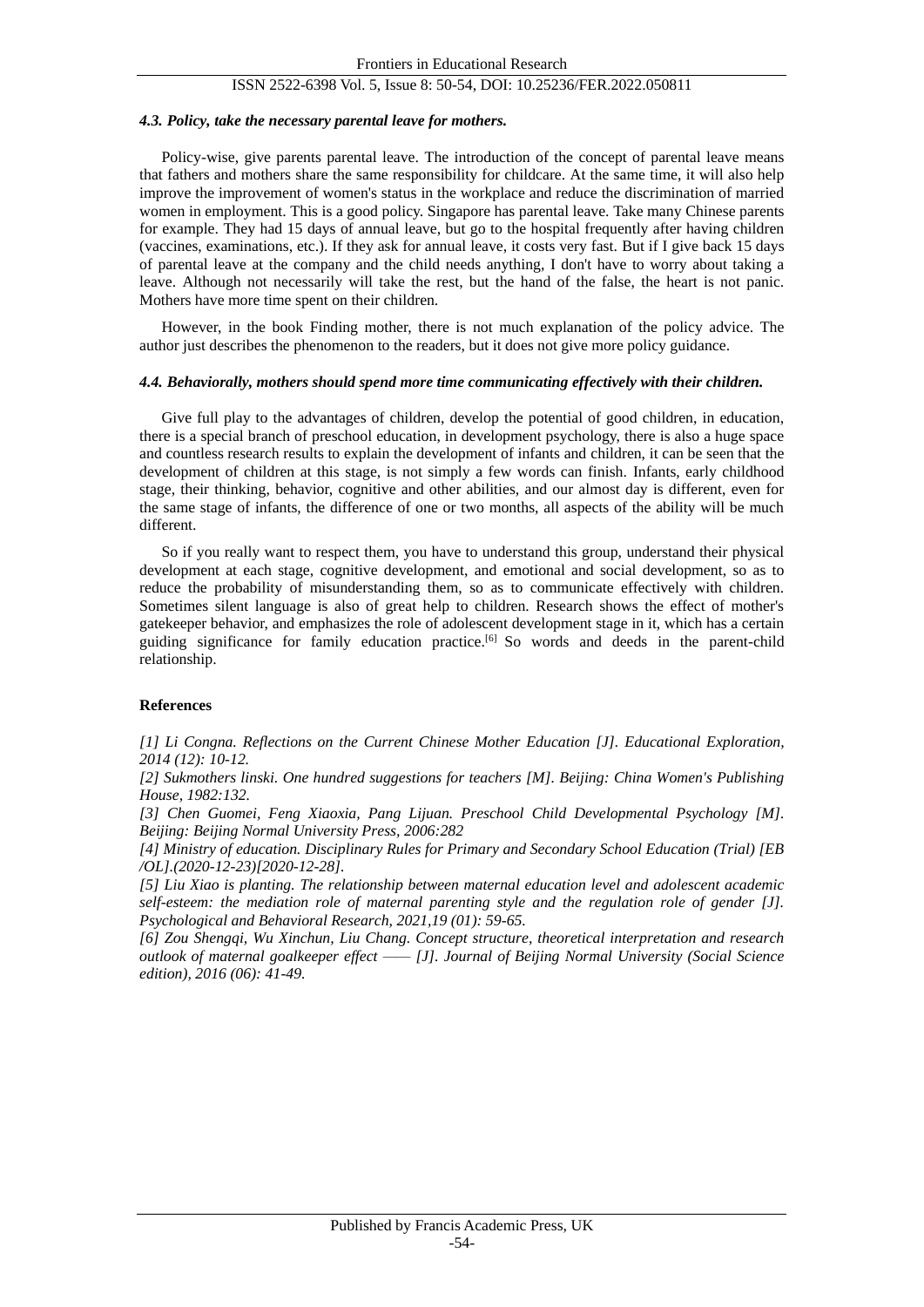### *4.3. Policy, take the necessary parental leave for mothers.*

Policy-wise, give parents parental leave. The introduction of the concept of parental leave means that fathers and mothers share the same responsibility for childcare. At the same time, it will also help improve the improvement of women's status in the workplace and reduce the discrimination of married women in employment. This is a good policy. Singapore has parental leave. Take many Chinese parents for example. They had 15 days of annual leave, but go to the hospital frequently after having children (vaccines, examinations, etc.). If they ask for annual leave, it costs very fast. But if I give back 15 days of parental leave at the company and the child needs anything, I don't have to worry about taking a leave. Although not necessarily will take the rest, but the hand of the false, the heart is not panic. Mothers have more time spent on their children.

However, in the book Finding mother, there is not much explanation of the policy advice. The author just describes the phenomenon to the readers, but it does not give more policy guidance.

### *4.4. Behaviorally, mothers should spend more time communicating effectively with their children.*

Give full play to the advantages of children, develop the potential of good children, in education, there is a special branch of preschool education, in development psychology, there is also a huge space and countless research results to explain the development of infants and children, it can be seen that the development of children at this stage, is not simply a few words can finish. Infants, early childhood stage, their thinking, behavior, cognitive and other abilities, and our almost day is different, even for the same stage of infants, the difference of one or two months, all aspects of the ability will be much different.

So if you really want to respect them, you have to understand this group, understand their physical development at each stage, cognitive development, and emotional and social development, so as to reduce the probability of misunderstanding them, so as to communicate effectively with children. Sometimes silent language is also of great help to children. Research shows the effect of mother's gatekeeper behavior, and emphasizes the role of adolescent development stage in it, which has a certain guiding significance for family education practice.[6] So words and deeds in the parent-child relationship.

## References

*[1] Li Congna. Reflections on the Current Chinese Mother Education [J]. Educational Exploration, 2014 (12): 10-12.*

*[2] Sukmothers linski. One hundred suggestions for teachers [M]. Beijing: China Women's Publishing House, 1982:132.*

*[3] Chen Guomei, Feng Xiaoxia, Pang Lijuan. Preschool Child Developmental Psychology [M]. Beijing: Beijing Normal University Press, 2006:282*

*[4] Ministry of education. Disciplinary Rules for Primary and Secondary School Education (Trial) [EB /OL].(2020-12-23)[2020-12-28].*

*[5] Liu Xiao is planting. The relationship between maternal education level and adolescent academic self-esteem: the mediation role of maternal parenting style and the regulation role of gender [J]. Psychological and Behavioral Research, 2021,19 (01): 59-65.*

*[6] Zou Shengqi, Wu Xinchun, Liu Chang. Concept structure, theoretical interpretation and research outlook of maternal goalkeeper effect —— [J]. Journal of Beijing Normal University (Social Science edition), 2016 (06): 41-49.*